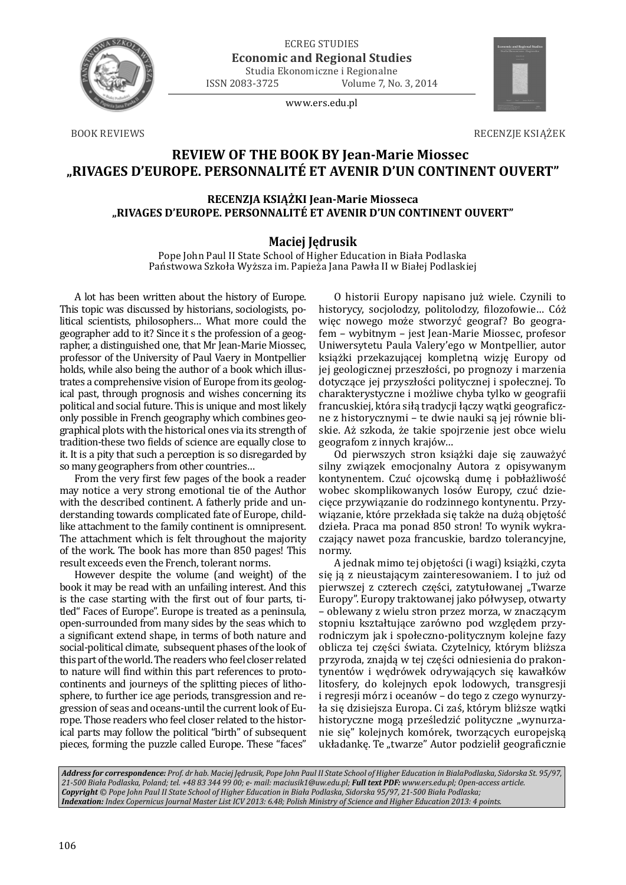BOOK REVIEWS

RECENZJE KSIĄŻEK

# REVIEW OF THE BOOK BY Jean-Marie Miossec „RIVAGES D'EUROPE. PERSONNALITÉ ET AVENIR D'UN CONTINENT OUVERT"

## RECENZJA KSIĄŻKI Jean-Marie Miosseca „RIVAGES D'EUROPE. PERSONNALITÉ ET AVENIR D'UN CONTINENT OUVERT"

### Maciej Jędrusik

Pope John Paul II State School of Higher Education in Biała Podlaska
Państwowa Szkoła Wyższa im. Papieża Jana Pawła II w Białej Podlaskiej

A lot has been written about the history of Europe. This topic was discussed by historians, sociologists, political scientists, philosophers… What more could the geographer add to it? Since it s the profession of a geographer, a distinguished one, that Mr Jean-Marie Miossec, professor of the University of Paul Vaery in Montpellier holds, while also being the author of a book which illustrates a comprehensive vision of Europe from its geological past, through prognosis and wishes concerning its political and social future. This is unique and most likely only possible in French geography which combines geographical plots with the historical ones via its strength of tradition-these two fields of science are equally close to it. It is a pity that such a perception is so disregarded by so many geographers from other countries…

From the very first few pages of the book a reader may notice a very strong emotional tie of the Author with the described continent. A fatherly pride and understanding towards complicated fate of Europe, child-like attachment to the family continent is omnipresent. The attachment which is felt throughout the majority of the work. The book has more than 850 pages! This result exceeds even the French, tolerant norms.

However despite the volume (and weight) of the book it may be read with an unfailing interest. And this is the case starting with the first out of four parts, titled" Faces of Europe". Europe is treated as a peninsula, open-surrounded from many sides by the seas which to a significant extend shape, in terms of both nature and social-political climate, subsequent phases of the look of this part of the world. The readers who feel closer related to nature will find within this part references to proto-continents and journeys of the splitting pieces of lithosphere, to further ice age periods, transgression and regression of seas and oceans-until the current look of Europe. Those readers who feel closer related to the historical parts may follow the political "birth" of subsequent pieces, forming the puzzle called Europe. These "faces"

O historii Europy napisano już wiele. Czynili to historycy, socjolodzy, politolodzy, filozofowie… Cóż więc nowego może stworzyć geograf? Bo geografem – wybitnym – jest Jean-Marie Miossec, profesor Uniwersytetu Paula Valery'ego w Montpellier, autor książki przekazującej kompletną wizję Europy od jej geologicznej przeszłości, po prognozy i marzenia dotyczące jej przyszłości politycznej i społecznej. To charakterystyczne i możliwe chyba tylko w geografii francuskiej, która siłą tradycji łączy wątki geograficzne z historycznymi – te dwie nauki są jej równie bliskie. Aż szkoda, że takie spojrzenie jest obce wielu geografom z innych krajów…

Od pierwszych stron książki daje się zauważyć silny związek emocjonalny Autora z opisywanym kontynentem. Czuć ojcowską dumę i pobłażliwość wobec skomplikowanych losów Europy, czuć dziecięce przywiązanie do rodzinnego kontynentu. Przywiązanie, które przekłada się także na dużą objętość dzieła. Praca ma ponad 850 stron! To wynik wykraczający nawet poza francuskie, bardzo tolerancyjne, normy.

A jednak mimo tej objętości (i wagi) książki, czyta się ją z nieustającym zainteresowaniem. I to już od pierwszej z czterech części, zatytułowanej „Twarze Europy". Europy traktowanej jako półwysep, otwarty – oblewany z wielu stron przez morza, w znaczącym stopniu kształtujące zarówno pod względem przyrodniczym jak i społeczno-politycznym kolejne fazy oblicza tej części świata. Czytelnicy, którym bliższa przyroda, znajdą w tej części odniesienia do prakontynentów i wędrówek odrywających się kawałków litosfery, do kolejnych epok lodowych, transgresji i regresji mórz i oceanów – do tego z czego wynurzyła się dzisiejsza Europa. Ci zaś, którym bliższe wątki historyczne mogą prześledzić polityczne „wynurzanie się" kolejnych komórek, tworzących europejską układankę. Te „twarze" Autor podzielił geograficznie

***Address for correspondence:*** *Prof. dr hab. Maciej Jędrusik, Pope John Paul II State School of Higher Education in BialaPodlaska, Sidorska St. 95/97, 21-500 Biała Podlaska, Poland; tel. +48 83 344 99 00; e- mail: maciusik1@uw.edu.pl;* ***Full text PDF:*** *www.ers.edu.pl; Open-access article.*
***Copyright*** *© Pope John Paul II State School of Higher Education in Biała Podlaska, Sidorska 95/97, 21-500 Biała Podlaska;*
***Indexation:*** *Index Copernicus Journal Master List ICV 2013: 6.48; Polish Ministry of Science and Higher Education 2013: 4 points.*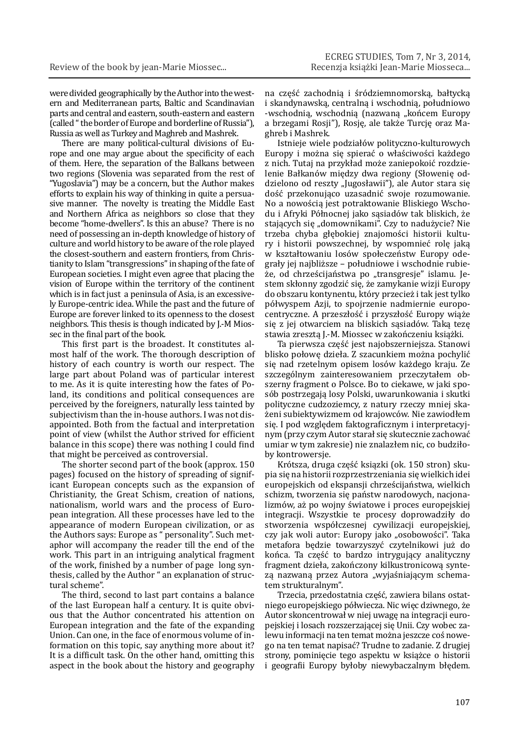were divided geographically by the Author into the western and Mediterranean parts, Baltic and Scandinavian parts and central and eastern, south-eastern and eastern (called " the border of Europe and borderline of Russia"), Russia as well as Turkey and Maghreb and Mashrek.

There are many political-cultural divisions of Europe and one may argue about the specificity of each of them. Here, the separation of the Balkans between two regions (Slovenia was separated from the rest of "Yugoslavia") may be a concern, but the Author makes efforts to explain his way of thinking in quite a persuasive manner. The novelty is treating the Middle East and Northern Africa as neighbors so close that they become "home-dwellers". Is this an abuse? There is no need of possessing an in-depth knowledge of history of culture and world history to be aware of the role played the closest-southern and eastern frontiers, from Christianity to Islam "transgressions" in shaping of the fate of European societies. I might even agree that placing the vision of Europe within the territory of the continent which is in fact just a peninsula of Asia, is an excessively Europe-centric idea. While the past and the future of Europe are forever linked to its openness to the closest neighbors. This thesis is though indicated by J.-M Miossec in the final part of the book.

This first part is the broadest. It constitutes almost half of the work. The thorough description of history of each country is worth our respect. The large part about Poland was of particular interest to me. As it is quite interesting how the fates of Poland, its conditions and political consequences are perceived by the foreigners, naturally less tainted by subjectivism than the in-house authors. I was not disappointed. Both from the factual and interpretation point of view (whilst the Author strived for efficient balance in this scope) there was nothing I could find that might be perceived as controversial.

The shorter second part of the book (approx. 150 pages) focused on the history of spreading of significant European concepts such as the expansion of Christianity, the Great Schism, creation of nations, nationalism, world wars and the process of European integration. All these processes have led to the appearance of modern European civilization, or as the Authors says: Europe as " personality". Such metaphor will accompany the reader till the end of the work. This part in an intriguing analytical fragment of the work, finished by a number of page long synthesis, called by the Author " an explanation of structural scheme".

The third, second to last part contains a balance of the last European half a century. It is quite obvious that the Author concentrated his attention on European integration and the fate of the expanding Union. Can one, in the face of enormous volume of information on this topic, say anything more about it? It is a difficult task. On the other hand, omitting this aspect in the book about the history and geography

na część zachodnią i śródziemnomorską, bałtycką i skandynawską, centralną i wschodnią, południowo-wschodnią, wschodnią (nazwaną „końcem Europy a brzegami Rosji"), Rosję, ale także Turcję oraz Maghreb i Mashrek.

Istnieje wiele podziałów polityczno-kulturowych Europy i można się spierać o właściwości każdego z nich. Tutaj na przykład może zaniepokoić rozdzielenie Bałkanów między dwa regiony (Słowenię oddzielono od reszty „Jugosławii"), ale Autor stara się dość przekonująco uzasadnić swoje rozumowanie. No a nowością jest potraktowanie Bliskiego Wschodu i Afryki Północnej jako sąsiadów tak bliskich, że stających się „domownikami". Czy to nadużycie? Nie trzeba chyba głębokiej znajomości historii kultury i historii powszechnej, by wspomnieć rolę jaką w kształtowaniu losów społeczeństw Europy odegrały jej najbliższe – południowe i wschodnie rubieże, od chrześcijaństwa po „transgresje" islamu. Jestem skłonny zgodzić się, że zamykanie wizji Europy do obszaru kontynentu, który przecież i tak jest tylko półwyspem Azji, to spojrzenie nadmiernie europocentryczne. A przeszłość i przyszłość Europy wiąże się z jej otwarciem na bliskich sąsiadów. Taką tezę stawia zresztą J.-M. Miossec w zakończeniu książki.

Ta pierwsza część jest najobszerniejsza. Stanowi blisko połowę dzieła. Z szacunkiem można pochylić się nad rzetelnym opisem losów każdego kraju. Ze szczególnym zainteresowaniem przeczytałem obszerny fragment o Polsce. Bo to ciekawe, w jaki sposób postrzegają losy Polski, uwarunkowania i skutki polityczne cudzoziemcy, z natury rzeczy mniej skażeni subiektywizmem od krajowców. Nie zawiodłem się. I pod względem faktograficznym i interpretacyjnym (przy czym Autor starał się skutecznie zachować umiar w tym zakresie) nie znalazłem nic, co budziłoby kontrowersje.

Krótsza, druga część książki (ok. 150 stron) skupia się na historii rozprzestrzeniania się wielkich idei europejskich od ekspansji chrześcijaństwa, wielkich schizm, tworzenia się państw narodowych, nacjonalizmów, aż po wojny światowe i proces europejskiej integracji. Wszystkie te procesy doprowadziły do stworzenia współczesnej cywilizacji europejskiej, czy jak woli autor: Europy jako „osobowości". Taka metafora będzie towarzyszyć czytelnikowi już do końca. Ta część to bardzo intrygujący analityczny fragment dzieła, zakończony kilkustronicową syntezą nazwaną przez Autora „wyjaśniającym schematem strukturalnym".

Trzecia, przedostatnia część, zawiera bilans ostatniego europejskiego półwiecza. Nic więc dziwnego, że Autor skoncentrował w niej uwagę na integracji europejskiej i losach rozszerzającej się Unii. Czy wobec zalewu informacji na ten temat można jeszcze coś nowego na ten temat napisać? Trudne to zadanie. Z drugiej strony, pominięcie tego aspektu w książce o historii i geografii Europy byłoby niewybaczalnym błędem.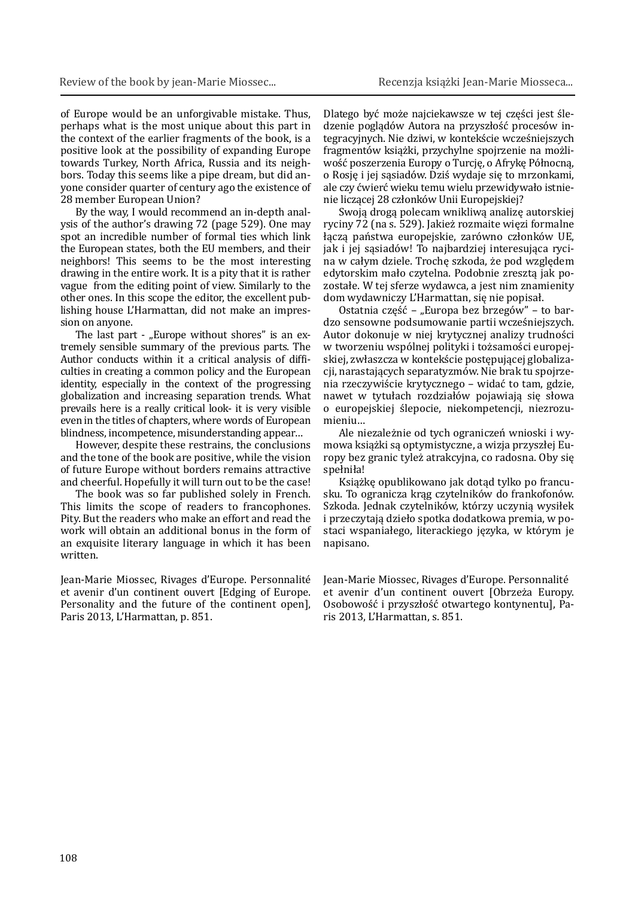of Europe would be an unforgivable mistake. Thus, perhaps what is the most unique about this part in the context of the earlier fragments of the book, is a positive look at the possibility of expanding Europe towards Turkey, North Africa, Russia and its neighbors. Today this seems like a pipe dream, but did anyone consider quarter of century ago the existence of 28 member European Union?

By the way, I would recommend an in-depth analysis of the author's drawing 72 (page 529). One may spot an incredible number of formal ties which link the European states, both the EU members, and their neighbors! This seems to be the most interesting drawing in the entire work. It is a pity that it is rather vague from the editing point of view. Similarly to the other ones. In this scope the editor, the excellent publishing house L'Harmattan, did not make an impression on anyone.

The last part - „Europe without shores" is an extremely sensible summary of the previous parts. The Author conducts within it a critical analysis of difficulties in creating a common policy and the European identity, especially in the context of the progressing globalization and increasing separation trends. What prevails here is a really critical look- it is very visible even in the titles of chapters, where words of European blindness, incompetence, misunderstanding appear…

However, despite these restrains, the conclusions and the tone of the book are positive, while the vision of future Europe without borders remains attractive and cheerful. Hopefully it will turn out to be the case!

The book was so far published solely in French. This limits the scope of readers to francophones. Pity. But the readers who make an effort and read the work will obtain an additional bonus in the form of an exquisite literary language in which it has been written.

Jean-Marie Miossec, Rivages d'Europe. Personnalité et avenir d'un continent ouvert [Edging of Europe. Personality and the future of the continent open], Paris 2013, L'Harmattan, p. 851.

Dlatego być może najciekawsze w tej części jest śledzenie poglądów Autora na przyszłość procesów integracyjnych. Nie dziwi, w kontekście wcześniejszych fragmentów książki, przychylne spojrzenie na możliwość poszerzenia Europy o Turcję, o Afrykę Północną, o Rosję i jej sąsiadów. Dziś wydaje się to mrzonkami, ale czy ćwierć wieku temu wielu przewidywało istnienie liczącej 28 członków Unii Europejskiej?

Swoją drogą polecam wnikliwą analizę autorskiej ryciny 72 (na s. 529). Jakież rozmaite więzi formalne łączą państwa europejskie, zarówno członków UE, jak i jej sąsiadów! To najbardziej interesująca rycina w całym dziele. Trochę szkoda, że pod względem edytorskim mało czytelna. Podobnie zresztą jak pozostałe. W tej sferze wydawca, a jest nim znamienity dom wydawniczy L'Harmattan, się nie popisał.

Ostatnia część – „Europa bez brzegów" – to bardzo sensowne podsumowanie partii wcześniejszych. Autor dokonuje w niej krytycznej analizy trudności w tworzeniu wspólnej polityki i tożsamości europejskiej, zwłaszcza w kontekście postępującej globalizacji, narastających separatyzmów. Nie brak tu spojrzenia rzeczywiście krytycznego – widać to tam, gdzie, nawet w tytułach rozdziałów pojawiają się słowa o europejskiej ślepocie, niekompetencji, niezrozumieniu…

Ale niezależnie od tych ograniczeń wnioski i wymowa książki są optymistyczne, a wizja przyszłej Europy bez granic tyleż atrakcyjna, co radosna. Oby się spełniła!

Książkę opublikowano jak dotąd tylko po francusku. To ogranicza krąg czytelników do frankofonów. Szkoda. Jednak czytelników, którzy uczynią wysiłek i przeczytają dzieło spotka dodatkowa premia, w postaci wspaniałego, literackiego języka, w którym je napisano.

Jean-Marie Miossec, Rivages d'Europe. Personnalité et avenir d'un continent ouvert [Obrzeża Europy. Osobowość i przyszłość otwartego kontynentu], Paris 2013, L'Harmattan, s. 851.